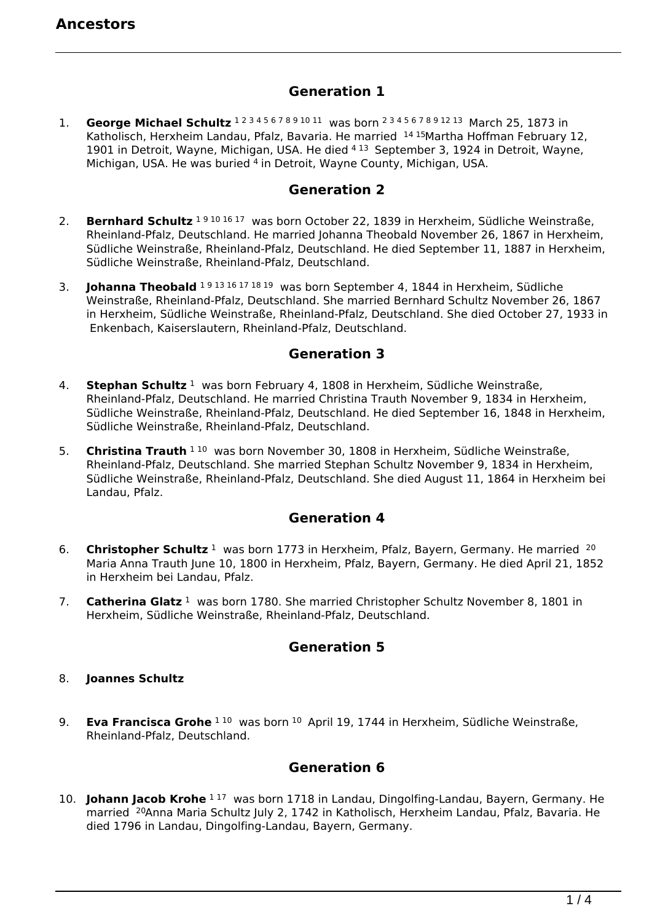# Ancestors

## Generation 1

1. **George Michael Schultz** [1 2 3 4 5 6 7 8 9 10 11] was born [2 3 4 5 6 7 8 9 12 13] March 25, 1873 in Katholisch, Herxheim Landau, Pfalz, Bavaria. He married [14 15]Martha Hoffman February 12, 1901 in Detroit, Wayne, Michigan, USA. He died [4 13] September 3, 1924 in Detroit, Wayne, Michigan, USA. He was buried [4] in Detroit, Wayne County, Michigan, USA.

## Generation 2

2. **Bernhard Schultz** [1 9 10 16 17] was born October 22, 1839 in Herxheim, Südliche Weinstraße, Rheinland-Pfalz, Deutschland. He married Johanna Theobald November 26, 1867 in Herxheim, Südliche Weinstraße, Rheinland-Pfalz, Deutschland. He died September 11, 1887 in Herxheim, Südliche Weinstraße, Rheinland-Pfalz, Deutschland.

3. **Johanna Theobald** [1 9 13 16 17 18 19] was born September 4, 1844 in Herxheim, Südliche Weinstraße, Rheinland-Pfalz, Deutschland. She married Bernhard Schultz November 26, 1867 in Herxheim, Südliche Weinstraße, Rheinland-Pfalz, Deutschland. She died October 27, 1933 in Enkenbach, Kaiserslautern, Rheinland-Pfalz, Deutschland.

## Generation 3

4. **Stephan Schultz** [1] was born February 4, 1808 in Herxheim, Südliche Weinstraße, Rheinland-Pfalz, Deutschland. He married Christina Trauth November 9, 1834 in Herxheim, Südliche Weinstraße, Rheinland-Pfalz, Deutschland. He died September 16, 1848 in Herxheim, Südliche Weinstraße, Rheinland-Pfalz, Deutschland.

5. **Christina Trauth** [1 10] was born November 30, 1808 in Herxheim, Südliche Weinstraße, Rheinland-Pfalz, Deutschland. She married Stephan Schultz November 9, 1834 in Herxheim, Südliche Weinstraße, Rheinland-Pfalz, Deutschland. She died August 11, 1864 in Herxheim bei Landau, Pfalz.

## Generation 4

6. **Christopher Schultz** [1] was born 1773 in Herxheim, Pfalz, Bayern, Germany. He married [20] Maria Anna Trauth June 10, 1800 in Herxheim, Pfalz, Bayern, Germany. He died April 21, 1852 in Herxheim bei Landau, Pfalz.

7. **Catherina Glatz** [1] was born 1780. She married Christopher Schultz November 8, 1801 in Herxheim, Südliche Weinstraße, Rheinland-Pfalz, Deutschland.

## Generation 5

8. **Joannes Schultz**

9. **Eva Francisca Grohe** [1 10] was born [10] April 19, 1744 in Herxheim, Südliche Weinstraße, Rheinland-Pfalz, Deutschland.

## Generation 6

10. **Johann Jacob Krohe** [1 17] was born 1718 in Landau, Dingolfing-Landau, Bayern, Germany. He married [20]Anna Maria Schultz July 2, 1742 in Katholisch, Herxheim Landau, Pfalz, Bavaria. He died 1796 in Landau, Dingolfing-Landau, Bayern, Germany.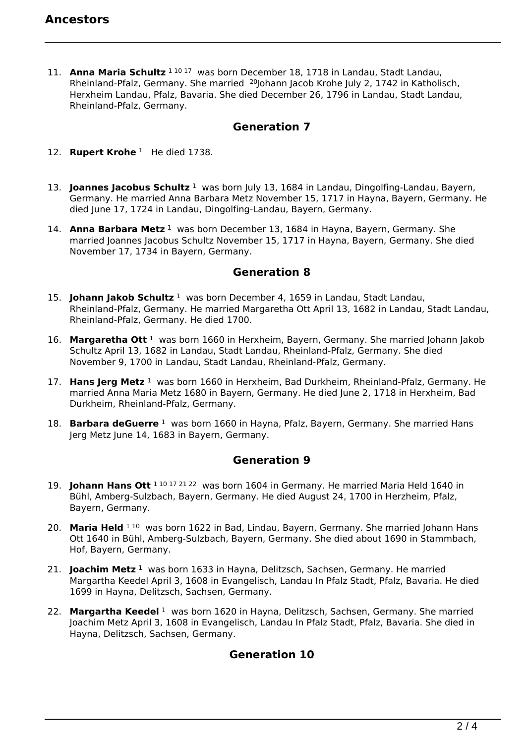11. **Anna Maria Schultz** [1 10 17] was born December 18, 1718 in Landau, Stadt Landau, Rheinland-Pfalz, Germany. She married [20]Johann Jacob Krohe July 2, 1742 in Katholisch, Herxheim Landau, Pfalz, Bavaria. She died December 26, 1796 in Landau, Stadt Landau, Rheinland-Pfalz, Germany.

## Generation 7

12. **Rupert Krohe** [1] He died 1738.

13. **Joannes Jacobus Schultz** [1] was born July 13, 1684 in Landau, Dingolfing-Landau, Bayern, Germany. He married Anna Barbara Metz November 15, 1717 in Hayna, Bayern, Germany. He died June 17, 1724 in Landau, Dingolfing-Landau, Bayern, Germany.

14. **Anna Barbara Metz** [1] was born December 13, 1684 in Hayna, Bayern, Germany. She married Joannes Jacobus Schultz November 15, 1717 in Hayna, Bayern, Germany. She died November 17, 1734 in Bayern, Germany.

## Generation 8

15. **Johann Jakob Schultz** [1] was born December 4, 1659 in Landau, Stadt Landau, Rheinland-Pfalz, Germany. He married Margaretha Ott April 13, 1682 in Landau, Stadt Landau, Rheinland-Pfalz, Germany. He died 1700.

16. **Margaretha Ott** [1] was born 1660 in Herxheim, Bayern, Germany. She married Johann Jakob Schultz April 13, 1682 in Landau, Stadt Landau, Rheinland-Pfalz, Germany. She died November 9, 1700 in Landau, Stadt Landau, Rheinland-Pfalz, Germany.

17. **Hans Jerg Metz** [1] was born 1660 in Herxheim, Bad Durkheim, Rheinland-Pfalz, Germany. He married Anna Maria Metz 1680 in Bayern, Germany. He died June 2, 1718 in Herxheim, Bad Durkheim, Rheinland-Pfalz, Germany.

18. **Barbara deGuerre** [1] was born 1660 in Hayna, Pfalz, Bayern, Germany. She married Hans Jerg Metz June 14, 1683 in Bayern, Germany.

## Generation 9

19. **Johann Hans Ott** [1 10 17 21 22] was born 1604 in Germany. He married Maria Held 1640 in Bühl, Amberg-Sulzbach, Bayern, Germany. He died August 24, 1700 in Herzheim, Pfalz, Bayern, Germany.

20. **Maria Held** [1 10] was born 1622 in Bad, Lindau, Bayern, Germany. She married Johann Hans Ott 1640 in Bühl, Amberg-Sulzbach, Bayern, Germany. She died about 1690 in Stammbach, Hof, Bayern, Germany.

21. **Joachim Metz** [1] was born 1633 in Hayna, Delitzsch, Sachsen, Germany. He married Margartha Keedel April 3, 1608 in Evangelisch, Landau In Pfalz Stadt, Pfalz, Bavaria. He died 1699 in Hayna, Delitzsch, Sachsen, Germany.

22. **Margartha Keedel** [1] was born 1620 in Hayna, Delitzsch, Sachsen, Germany. She married Joachim Metz April 3, 1608 in Evangelisch, Landau In Pfalz Stadt, Pfalz, Bavaria. She died in Hayna, Delitzsch, Sachsen, Germany.

## Generation 10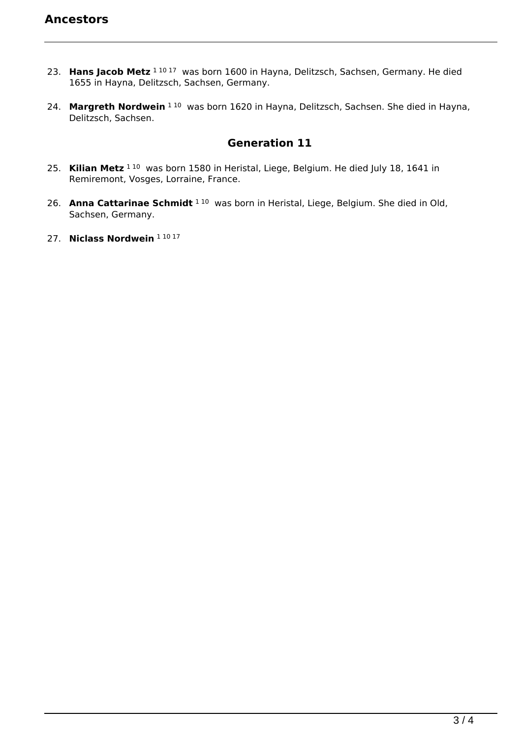23. **Hans Jacob Metz** [1 10 17] was born 1600 in Hayna, Delitzsch, Sachsen, Germany. He died 1655 in Hayna, Delitzsch, Sachsen, Germany.

24. **Margreth Nordwein** [1 10] was born 1620 in Hayna, Delitzsch, Sachsen. She died in Hayna, Delitzsch, Sachsen.

## Generation 11

25. **Kilian Metz** [1 10] was born 1580 in Heristal, Liege, Belgium. He died July 18, 1641 in Remiremont, Vosges, Lorraine, France.

26. **Anna Cattarinae Schmidt** [1 10] was born in Heristal, Liege, Belgium. She died in Old, Sachsen, Germany.

27. **Niclass Nordwein** [1 10 17]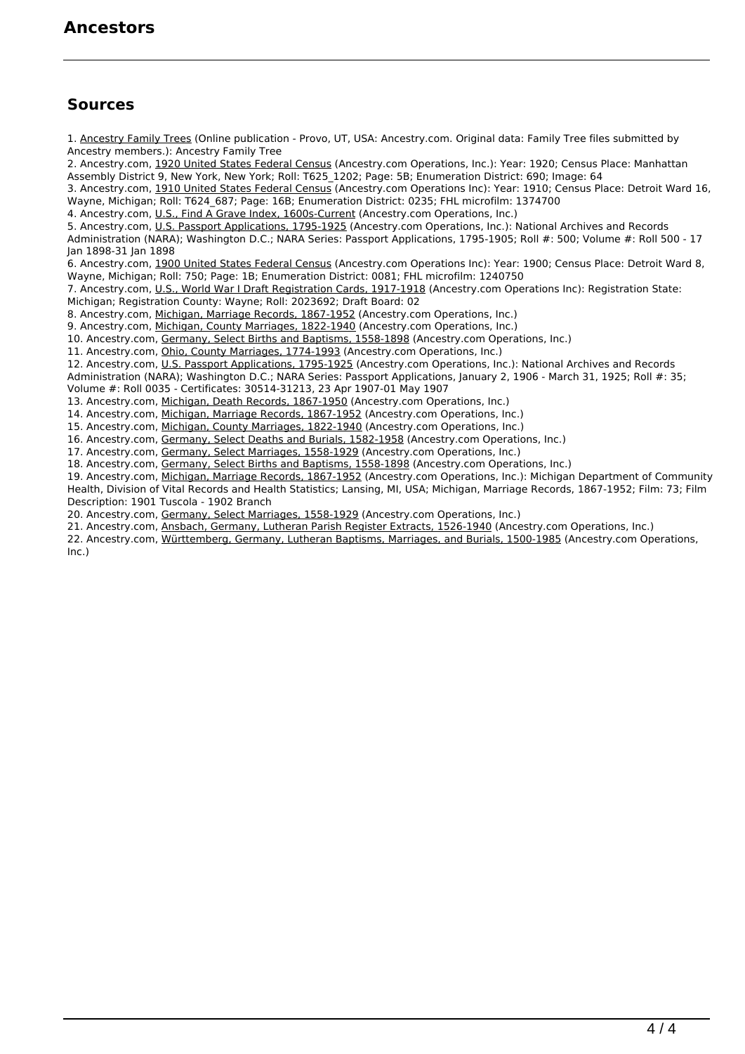## Sources

1. Ancestry Family Trees (Online publication - Provo, UT, USA: Ancestry.com. Original data: Family Tree files submitted by Ancestry members.): Ancestry Family Tree
2. Ancestry.com, 1920 United States Federal Census (Ancestry.com Operations, Inc.): Year: 1920; Census Place: Manhattan Assembly District 9, New York, New York; Roll: T625_1202; Page: 5B; Enumeration District: 690; Image: 64
3. Ancestry.com, 1910 United States Federal Census (Ancestry.com Operations Inc): Year: 1910; Census Place: Detroit Ward 16, Wayne, Michigan; Roll: T624_687; Page: 16B; Enumeration District: 0235; FHL microfilm: 1374700
4. Ancestry.com, U.S., Find A Grave Index, 1600s-Current (Ancestry.com Operations, Inc.)
5. Ancestry.com, U.S. Passport Applications, 1795-1925 (Ancestry.com Operations, Inc.): National Archives and Records Administration (NARA); Washington D.C.; NARA Series: Passport Applications, 1795-1905; Roll #: 500; Volume #: Roll 500 - 17 Jan 1898-31 Jan 1898
6. Ancestry.com, 1900 United States Federal Census (Ancestry.com Operations Inc): Year: 1900; Census Place: Detroit Ward 8, Wayne, Michigan; Roll: 750; Page: 1B; Enumeration District: 0081; FHL microfilm: 1240750
7. Ancestry.com, U.S., World War I Draft Registration Cards, 1917-1918 (Ancestry.com Operations Inc): Registration State: Michigan; Registration County: Wayne; Roll: 2023692; Draft Board: 02
8. Ancestry.com, Michigan, Marriage Records, 1867-1952 (Ancestry.com Operations, Inc.)
9. Ancestry.com, Michigan, County Marriages, 1822-1940 (Ancestry.com Operations, Inc.)
10. Ancestry.com, Germany, Select Births and Baptisms, 1558-1898 (Ancestry.com Operations, Inc.)
11. Ancestry.com, Ohio, County Marriages, 1774-1993 (Ancestry.com Operations, Inc.)
12. Ancestry.com, U.S. Passport Applications, 1795-1925 (Ancestry.com Operations, Inc.): National Archives and Records Administration (NARA); Washington D.C.; NARA Series: Passport Applications, January 2, 1906 - March 31, 1925; Roll #: 35; Volume #: Roll 0035 - Certificates: 30514-31213, 23 Apr 1907-01 May 1907
13. Ancestry.com, Michigan, Death Records, 1867-1950 (Ancestry.com Operations, Inc.)
14. Ancestry.com, Michigan, Marriage Records, 1867-1952 (Ancestry.com Operations, Inc.)
15. Ancestry.com, Michigan, County Marriages, 1822-1940 (Ancestry.com Operations, Inc.)
16. Ancestry.com, Germany, Select Deaths and Burials, 1582-1958 (Ancestry.com Operations, Inc.)
17. Ancestry.com, Germany, Select Marriages, 1558-1929 (Ancestry.com Operations, Inc.)
18. Ancestry.com, Germany, Select Births and Baptisms, 1558-1898 (Ancestry.com Operations, Inc.)
19. Ancestry.com, Michigan, Marriage Records, 1867-1952 (Ancestry.com Operations, Inc.): Michigan Department of Community Health, Division of Vital Records and Health Statistics; Lansing, MI, USA; Michigan, Marriage Records, 1867-1952; Film: 73; Film Description: 1901 Tuscola - 1902 Branch
20. Ancestry.com, Germany, Select Marriages, 1558-1929 (Ancestry.com Operations, Inc.)
21. Ancestry.com, Ansbach, Germany, Lutheran Parish Register Extracts, 1526-1940 (Ancestry.com Operations, Inc.)
22. Ancestry.com, Württemberg, Germany, Lutheran Baptisms, Marriages, and Burials, 1500-1985 (Ancestry.com Operations, Inc.)